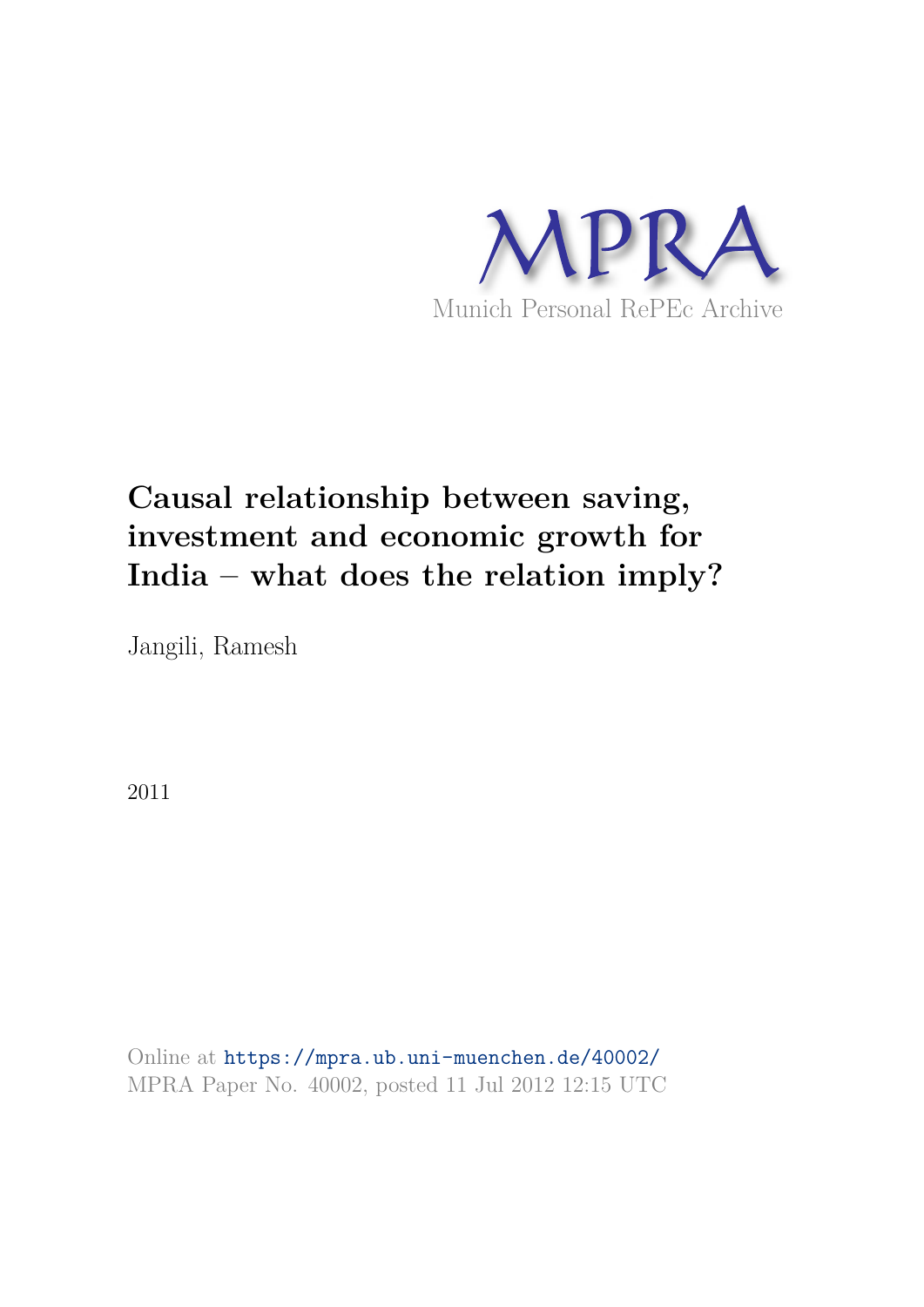MPRA

Munich Personal RePEc Archive

# Causal relationship between saving, investment and economic growth for India – what does the relation imply?

Jangili, Ramesh

2011

Online at https://mpra.ub.uni-muenchen.de/40002/
MPRA Paper No. 40002, posted 11 Jul 2012 12:15 UTC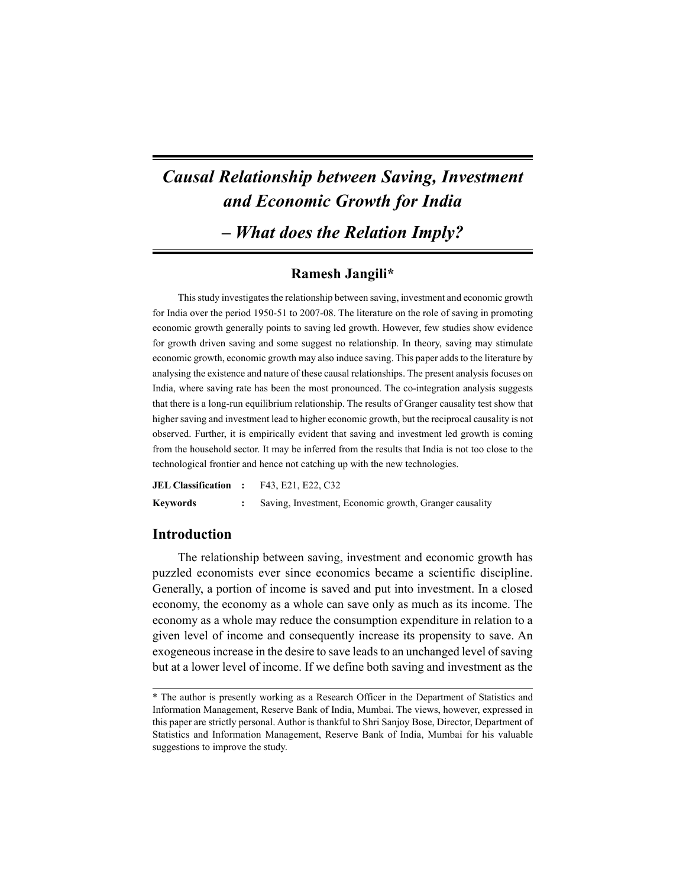# *Causal Relationship between Saving, Investment and Economic Growth for India – What does the Relation Imply?*

## Ramesh Jangili*

This study investigates the relationship between saving, investment and economic growth for India over the period 1950-51 to 2007-08. The literature on the role of saving in promoting economic growth generally points to saving led growth. However, few studies show evidence for growth driven saving and some suggest no relationship. In theory, saving may stimulate economic growth, economic growth may also induce saving. This paper adds to the literature by analysing the existence and nature of these causal relationships. The present analysis focuses on India, where saving rate has been the most pronounced. The co-integration analysis suggests that there is a long-run equilibrium relationship. The results of Granger causality test show that higher saving and investment lead to higher economic growth, but the reciprocal causality is not observed. Further, it is empirically evident that saving and investment led growth is coming from the household sector. It may be inferred from the results that India is not too close to the technological frontier and hence not catching up with the new technologies.

**JEL Classification** : F43, E21, E22, C32

**Keywords** : Saving, Investment, Economic growth, Granger causality

## Introduction

The relationship between saving, investment and economic growth has puzzled economists ever since economics became a scientific discipline. Generally, a portion of income is saved and put into investment. In a closed economy, the economy as a whole can save only as much as its income. The economy as a whole may reduce the consumption expenditure in relation to a given level of income and consequently increase its propensity to save. An exogeneous increase in the desire to save leads to an unchanged level of saving but at a lower level of income. If we define both saving and investment as the

---

* The author is presently working as a Research Officer in the Department of Statistics and Information Management, Reserve Bank of India, Mumbai. The views, however, expressed in this paper are strictly personal. Author is thankful to Shri Sanjoy Bose, Director, Department of Statistics and Information Management, Reserve Bank of India, Mumbai for his valuable suggestions to improve the study.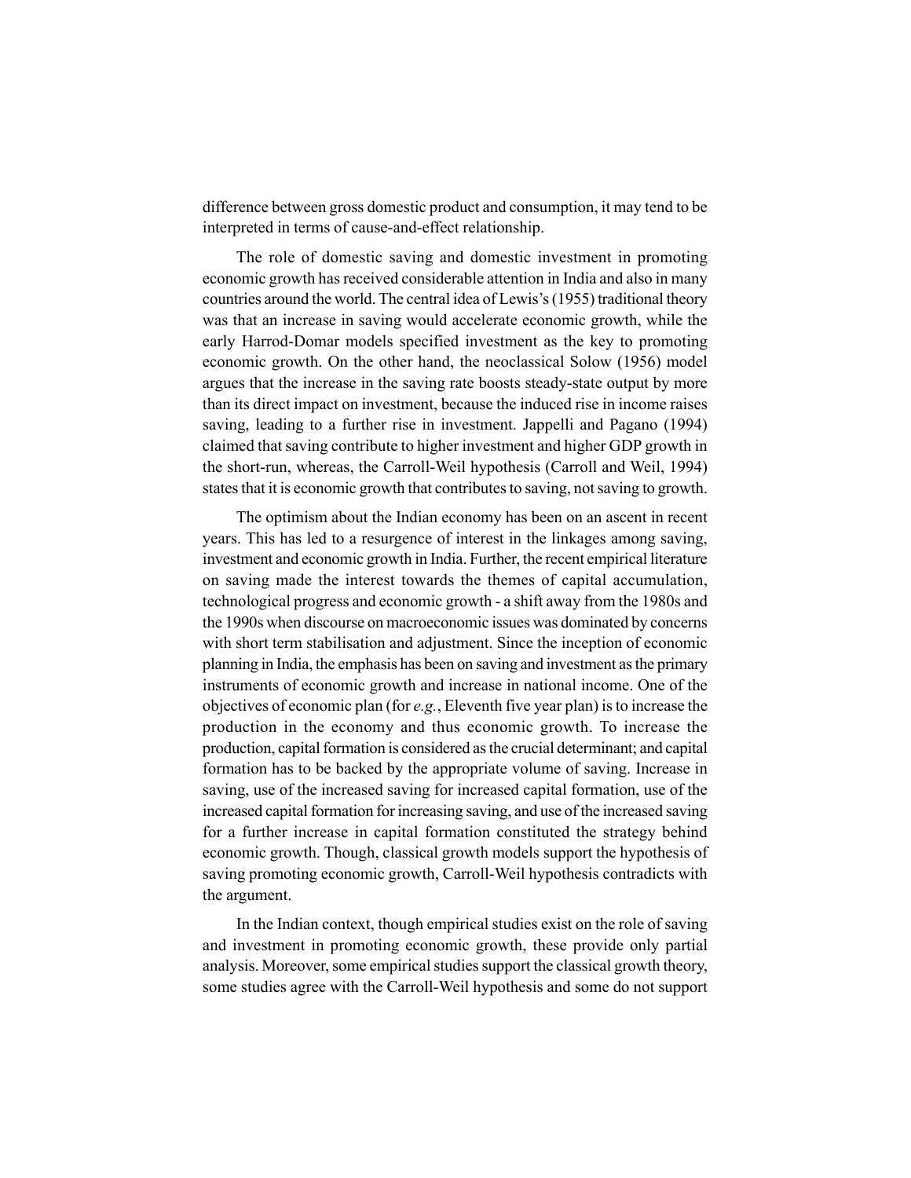difference between gross domestic product and consumption, it may tend to be interpreted in terms of cause-and-effect relationship.

The role of domestic saving and domestic investment in promoting economic growth has received considerable attention in India and also in many countries around the world. The central idea of Lewis's (1955) traditional theory was that an increase in saving would accelerate economic growth, while the early Harrod-Domar models specified investment as the key to promoting economic growth. On the other hand, the neoclassical Solow (1956) model argues that the increase in the saving rate boosts steady-state output by more than its direct impact on investment, because the induced rise in income raises saving, leading to a further rise in investment. Jappelli and Pagano (1994) claimed that saving contribute to higher investment and higher GDP growth in the short-run, whereas, the Carroll-Weil hypothesis (Carroll and Weil, 1994) states that it is economic growth that contributes to saving, not saving to growth.

The optimism about the Indian economy has been on an ascent in recent years. This has led to a resurgence of interest in the linkages among saving, investment and economic growth in India. Further, the recent empirical literature on saving made the interest towards the themes of capital accumulation, technological progress and economic growth - a shift away from the 1980s and the 1990s when discourse on macroeconomic issues was dominated by concerns with short term stabilisation and adjustment. Since the inception of economic planning in India, the emphasis has been on saving and investment as the primary instruments of economic growth and increase in national income. One of the objectives of economic plan (for *e.g.*, Eleventh five year plan) is to increase the production in the economy and thus economic growth. To increase the production, capital formation is considered as the crucial determinant; and capital formation has to be backed by the appropriate volume of saving. Increase in saving, use of the increased saving for increased capital formation, use of the increased capital formation for increasing saving, and use of the increased saving for a further increase in capital formation constituted the strategy behind economic growth. Though, classical growth models support the hypothesis of saving promoting economic growth, Carroll-Weil hypothesis contradicts with the argument.

In the Indian context, though empirical studies exist on the role of saving and investment in promoting economic growth, these provide only partial analysis. Moreover, some empirical studies support the classical growth theory, some studies agree with the Carroll-Weil hypothesis and some do not support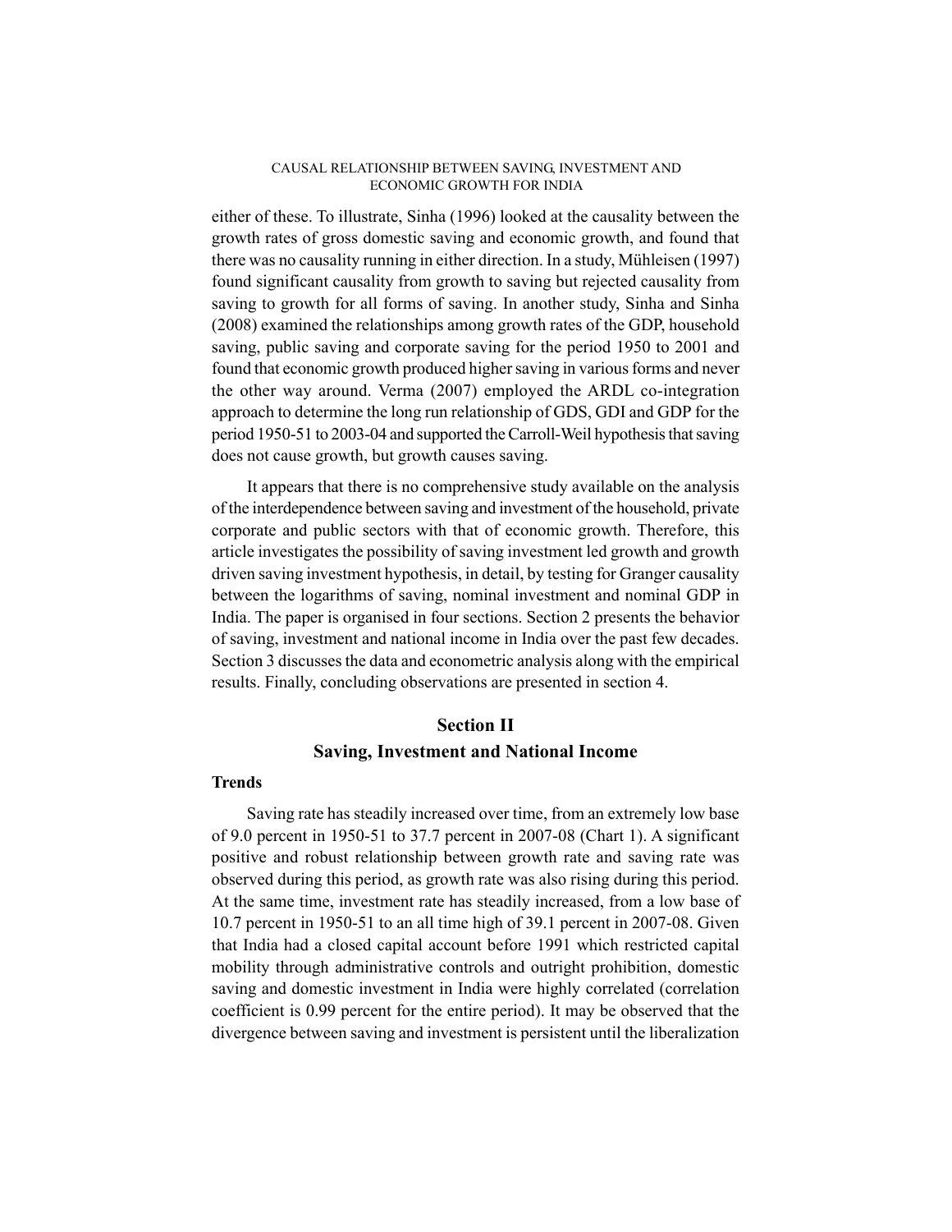either of these. To illustrate, Sinha (1996) looked at the causality between the growth rates of gross domestic saving and economic growth, and found that there was no causality running in either direction. In a study, Mühleisen (1997) found significant causality from growth to saving but rejected causality from saving to growth for all forms of saving. In another study, Sinha and Sinha (2008) examined the relationships among growth rates of the GDP, household saving, public saving and corporate saving for the period 1950 to 2001 and found that economic growth produced higher saving in various forms and never the other way around. Verma (2007) employed the ARDL co-integration approach to determine the long run relationship of GDS, GDI and GDP for the period 1950-51 to 2003-04 and supported the Carroll-Weil hypothesis that saving does not cause growth, but growth causes saving.

It appears that there is no comprehensive study available on the analysis of the interdependence between saving and investment of the household, private corporate and public sectors with that of economic growth. Therefore, this article investigates the possibility of saving investment led growth and growth driven saving investment hypothesis, in detail, by testing for Granger causality between the logarithms of saving, nominal investment and nominal GDP in India. The paper is organised in four sections. Section 2 presents the behavior of saving, investment and national income in India over the past few decades. Section 3 discusses the data and econometric analysis along with the empirical results. Finally, concluding observations are presented in section 4.

## Section II

## Saving, Investment and National Income

### Trends

Saving rate has steadily increased over time, from an extremely low base of 9.0 percent in 1950-51 to 37.7 percent in 2007-08 (Chart 1). A significant positive and robust relationship between growth rate and saving rate was observed during this period, as growth rate was also rising during this period. At the same time, investment rate has steadily increased, from a low base of 10.7 percent in 1950-51 to an all time high of 39.1 percent in 2007-08. Given that India had a closed capital account before 1991 which restricted capital mobility through administrative controls and outright prohibition, domestic saving and domestic investment in India were highly correlated (correlation coefficient is 0.99 percent for the entire period). It may be observed that the divergence between saving and investment is persistent until the liberalization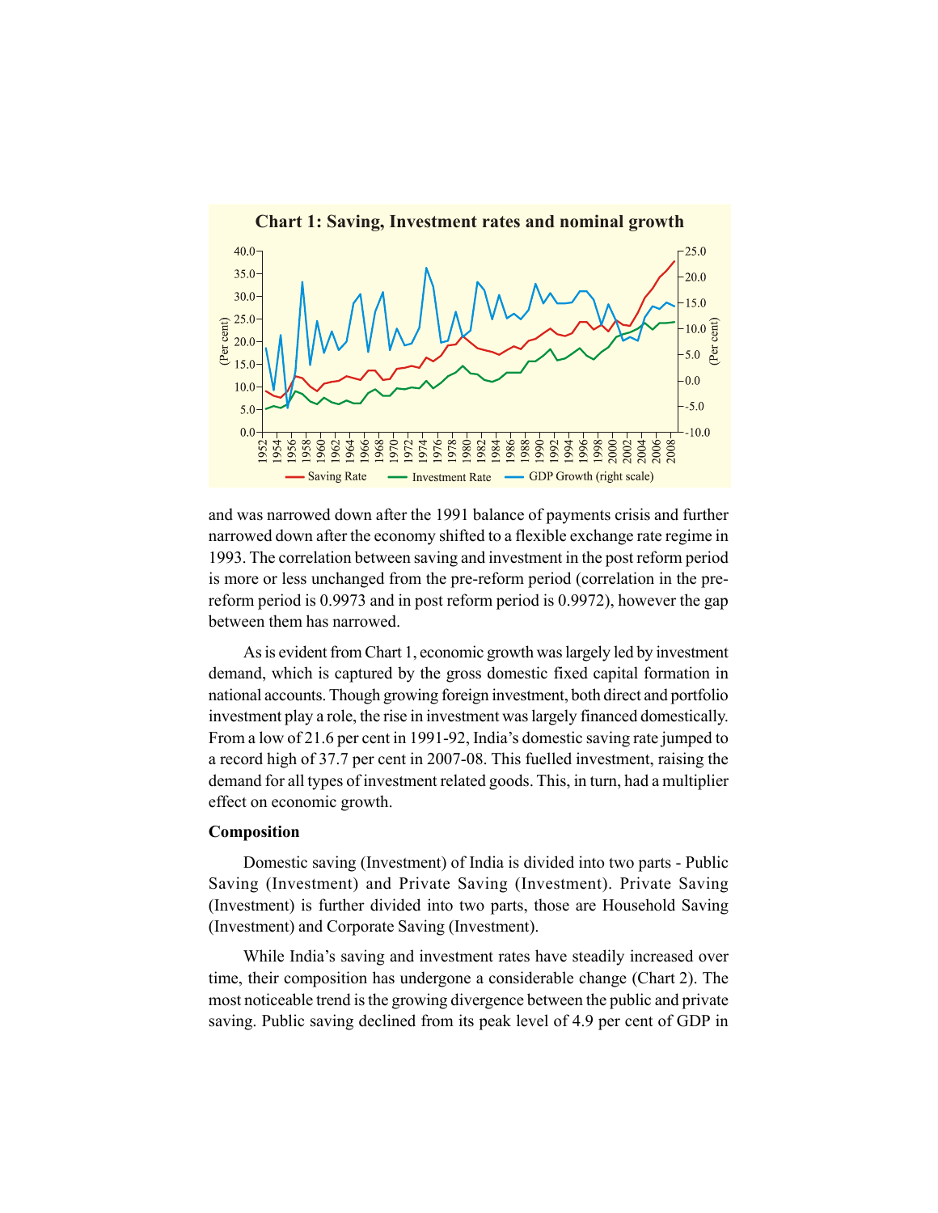**Chart 1: Saving, Investment rates and nominal growth**

and was narrowed down after the 1991 balance of payments crisis and further narrowed down after the economy shifted to a flexible exchange rate regime in 1993. The correlation between saving and investment in the post reform period is more or less unchanged from the pre-reform period (correlation in the pre-reform period is 0.9973 and in post reform period is 0.9972), however the gap between them has narrowed.

As is evident from Chart 1, economic growth was largely led by investment demand, which is captured by the gross domestic fixed capital formation in national accounts. Though growing foreign investment, both direct and portfolio investment play a role, the rise in investment was largely financed domestically. From a low of 21.6 per cent in 1991-92, India's domestic saving rate jumped to a record high of 37.7 per cent in 2007-08. This fuelled investment, raising the demand for all types of investment related goods. This, in turn, had a multiplier effect on economic growth.

**Composition**

Domestic saving (Investment) of India is divided into two parts - Public Saving (Investment) and Private Saving (Investment). Private Saving (Investment) is further divided into two parts, those are Household Saving (Investment) and Corporate Saving (Investment).

While India's saving and investment rates have steadily increased over time, their composition has undergone a considerable change (Chart 2). The most noticeable trend is the growing divergence between the public and private saving. Public saving declined from its peak level of 4.9 per cent of GDP in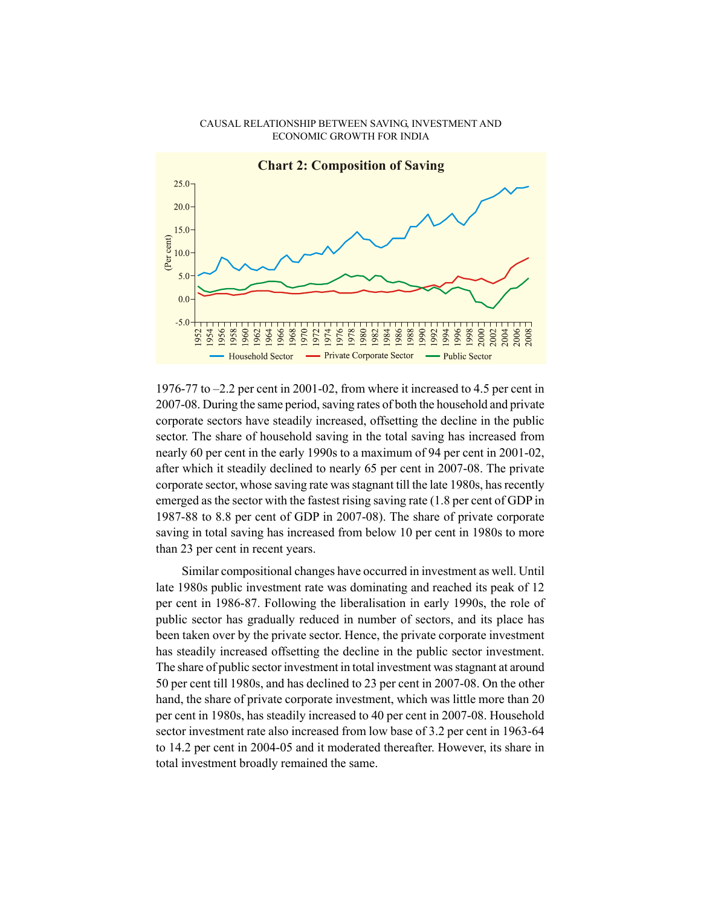**Chart 2: Composition of Saving**

1976-77 to –2.2 per cent in 2001-02, from where it increased to 4.5 per cent in 2007-08. During the same period, saving rates of both the household and private corporate sectors have steadily increased, offsetting the decline in the public sector. The share of household saving in the total saving has increased from nearly 60 per cent in the early 1990s to a maximum of 94 per cent in 2001-02, after which it steadily declined to nearly 65 per cent in 2007-08. The private corporate sector, whose saving rate was stagnant till the late 1980s, has recently emerged as the sector with the fastest rising saving rate (1.8 per cent of GDP in 1987-88 to 8.8 per cent of GDP in 2007-08). The share of private corporate saving in total saving has increased from below 10 per cent in 1980s to more than 23 per cent in recent years.

Similar compositional changes have occurred in investment as well. Until late 1980s public investment rate was dominating and reached its peak of 12 per cent in 1986-87. Following the liberalisation in early 1990s, the role of public sector has gradually reduced in number of sectors, and its place has been taken over by the private sector. Hence, the private corporate investment has steadily increased offsetting the decline in the public sector investment. The share of public sector investment in total investment was stagnant at around 50 per cent till 1980s, and has declined to 23 per cent in 2007-08. On the other hand, the share of private corporate investment, which was little more than 20 per cent in 1980s, has steadily increased to 40 per cent in 2007-08. Household sector investment rate also increased from low base of 3.2 per cent in 1963-64 to 14.2 per cent in 2004-05 and it moderated thereafter. However, its share in total investment broadly remained the same.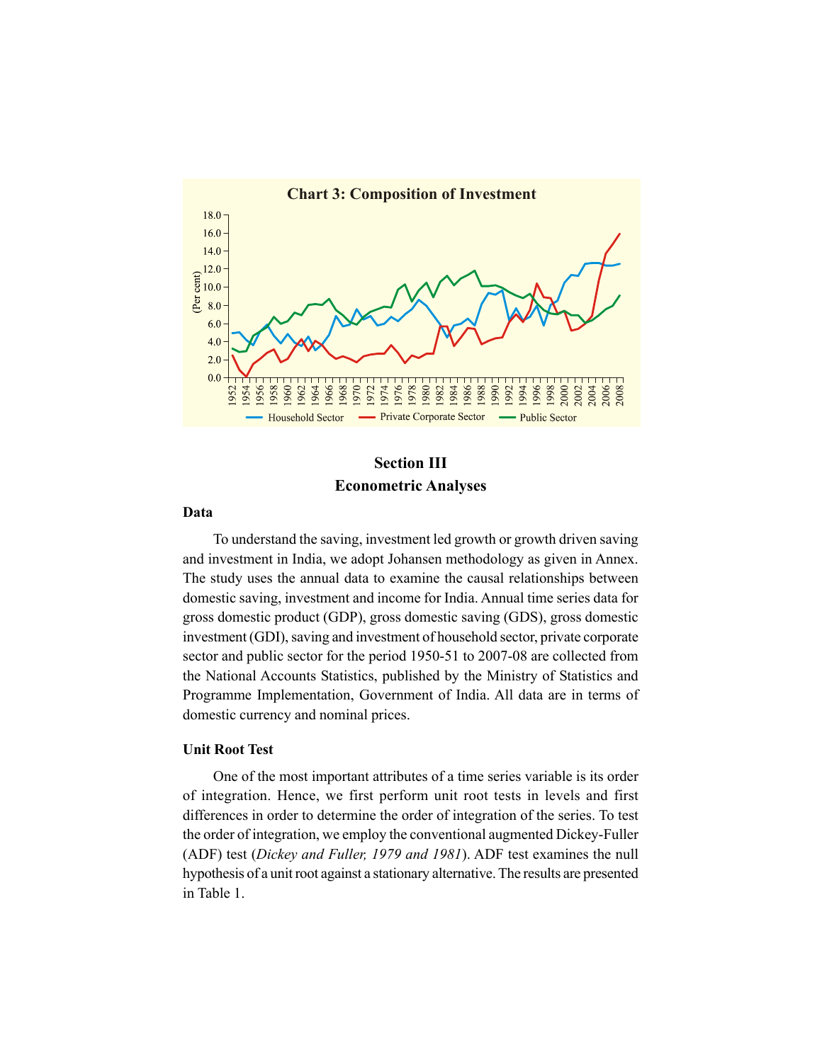**Chart 3: Composition of Investment**

Section III

## Econometric Analyses

### Data

To understand the saving, investment led growth or growth driven saving and investment in India, we adopt Johansen methodology as given in Annex. The study uses the annual data to examine the causal relationships between domestic saving, investment and income for India. Annual time series data for gross domestic product (GDP), gross domestic saving (GDS), gross domestic investment (GDI), saving and investment of household sector, private corporate sector and public sector for the period 1950-51 to 2007-08 are collected from the National Accounts Statistics, published by the Ministry of Statistics and Programme Implementation, Government of India. All data are in terms of domestic currency and nominal prices.

### Unit Root Test

One of the most important attributes of a time series variable is its order of integration. Hence, we first perform unit root tests in levels and first differences in order to determine the order of integration of the series. To test the order of integration, we employ the conventional augmented Dickey-Fuller (ADF) test (*Dickey and Fuller, 1979 and 1981*). ADF test examines the null hypothesis of a unit root against a stationary alternative. The results are presented in Table 1.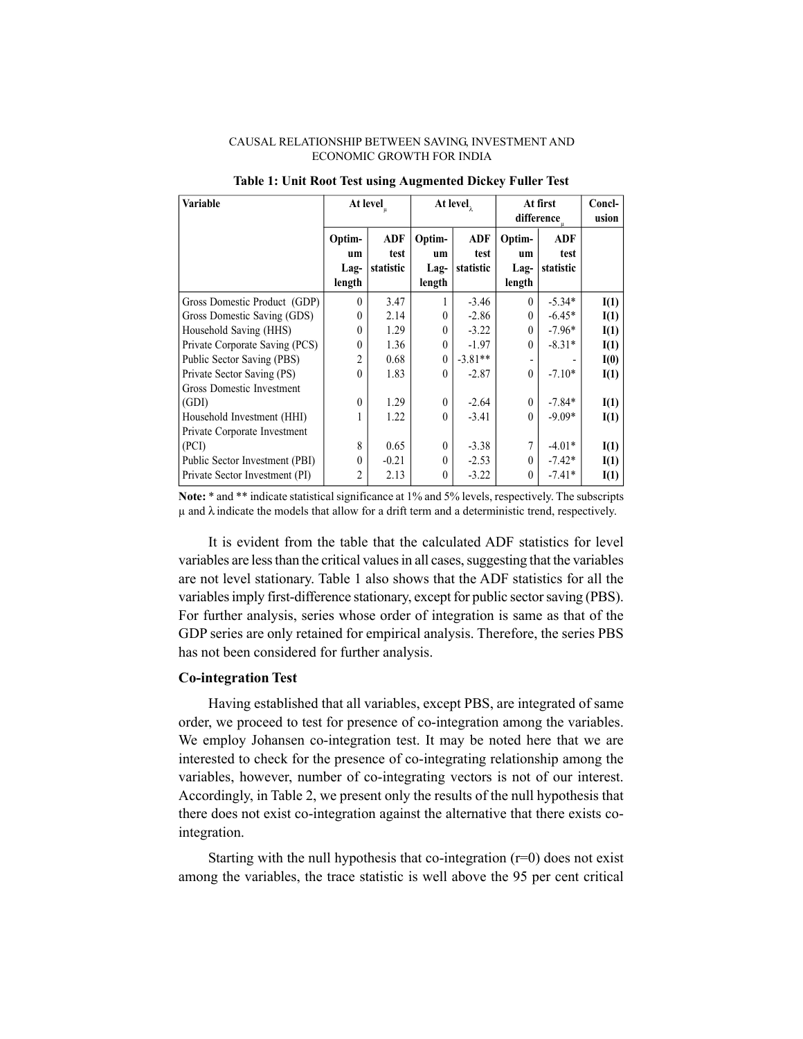**Table 1: Unit Root Test using Augmented Dickey Fuller Test**

| Variable | At level$_{\mu}$ | | At level$_{\lambda}$ | | At first difference$_{\mu}$ | | Conclusion |
|---|---|---|---|---|---|---|---|
| | Optimum Lag-length | ADF test statistic | Optimum Lag-length | ADF test statistic | Optimum Lag-length | ADF test statistic | |
| Gross Domestic Product (GDP) | 0 | 3.47 | 1 | -3.46 | 0 | -5.34* | **I(1)** |
| Gross Domestic Saving (GDS) | 0 | 2.14 | 0 | -2.86 | 0 | -6.45* | **I(1)** |
| Household Saving (HHS) | 0 | 1.29 | 0 | -3.22 | 0 | -7.96* | **I(1)** |
| Private Corporate Saving (PCS) | 0 | 1.36 | 0 | -1.97 | 0 | -8.31* | **I(1)** |
| Public Sector Saving (PBS) | 2 | 0.68 | 0 | -3.81** | - | - | **I(0)** |
| Private Sector Saving (PS) | 0 | 1.83 | 0 | -2.87 | 0 | -7.10* | **I(1)** |
| Gross Domestic Investment (GDI) | 0 | 1.29 | 0 | -2.64 | 0 | -7.84* | **I(1)** |
| Household Investment (HHI) | 1 | 1.22 | 0 | -3.41 | 0 | -9.09* | **I(1)** |
| Private Corporate Investment (PCI) | 8 | 0.65 | 0 | -3.38 | 7 | -4.01* | **I(1)** |
| Public Sector Investment (PBI) | 0 | -0.21 | 0 | -2.53 | 0 | -7.42* | **I(1)** |
| Private Sector Investment (PI) | 2 | 2.13 | 0 | -3.22 | 0 | -7.41* | **I(1)** |

**Note:** * and ** indicate statistical significance at 1% and 5% levels, respectively. The subscripts $\mu$ and $\lambda$ indicate the models that allow for a drift term and a deterministic trend, respectively.

It is evident from the table that the calculated ADF statistics for level variables are less than the critical values in all cases, suggesting that the variables are not level stationary. Table 1 also shows that the ADF statistics for all the variables imply first-difference stationary, except for public sector saving (PBS). For further analysis, series whose order of integration is same as that of the GDP series are only retained for empirical analysis. Therefore, the series PBS has not been considered for further analysis.

### Co-integration Test

Having established that all variables, except PBS, are integrated of same order, we proceed to test for presence of co-integration among the variables. We employ Johansen co-integration test. It may be noted here that we are interested to check for the presence of co-integrating relationship among the variables, however, number of co-integrating vectors is not of our interest. Accordingly, in Table 2, we present only the results of the null hypothesis that there does not exist co-integration against the alternative that there exists co-integration.

Starting with the null hypothesis that co-integration ($r=0$) does not exist among the variables, the trace statistic is well above the 95 per cent critical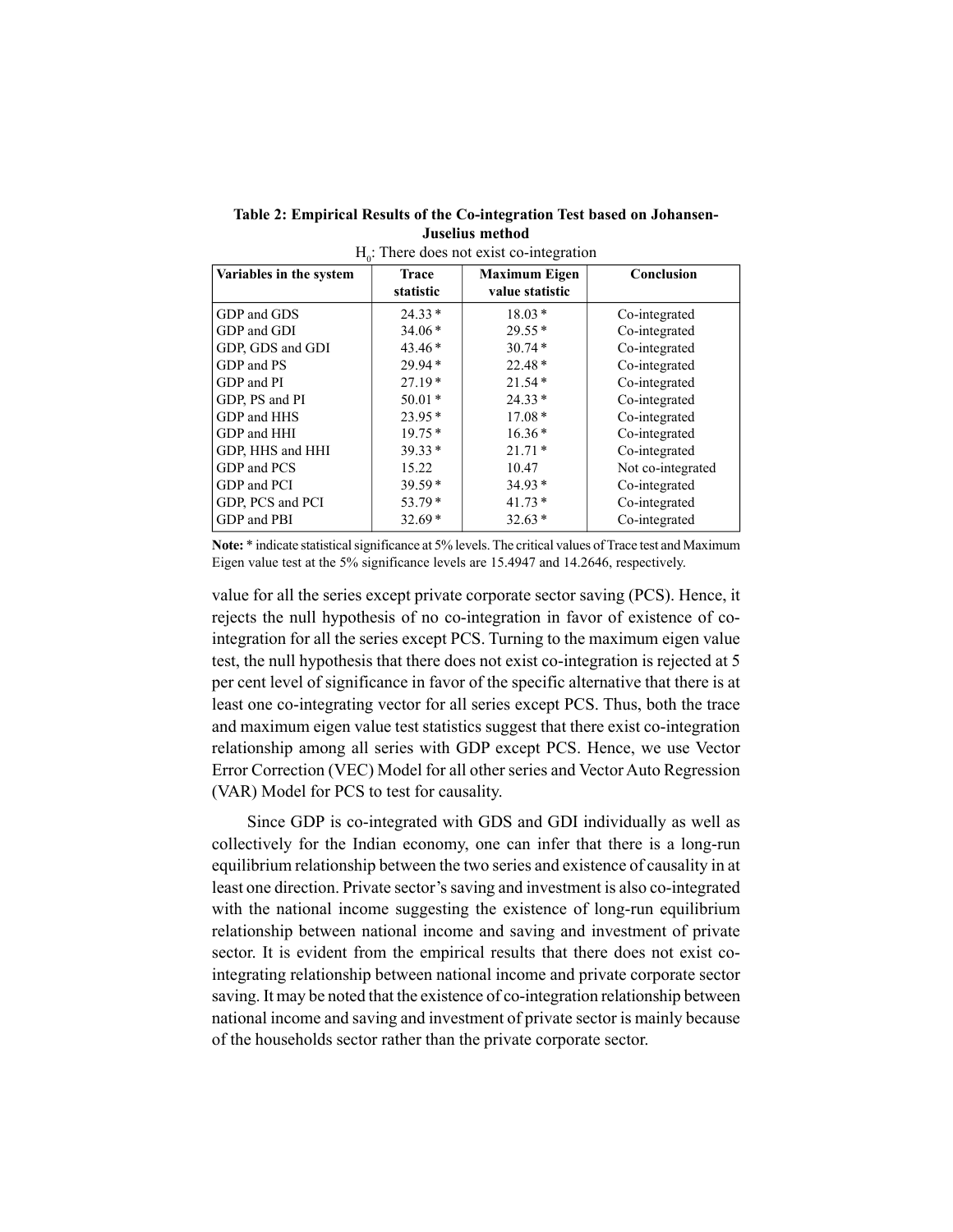**Table 2: Empirical Results of the Co-integration Test based on Johansen-Juselius method**

$H_0$: There does not exist co-integration

| Variables in the system | Trace statistic | Maximum Eigen value statistic | Conclusion |
|---|---|---|---|
| GDP and GDS | 24.33 * | 18.03 * | Co-integrated |
| GDP and GDI | 34.06 * | 29.55 * | Co-integrated |
| GDP, GDS and GDI | 43.46 * | 30.74 * | Co-integrated |
| GDP and PS | 29.94 * | 22.48 * | Co-integrated |
| GDP and PI | 27.19 * | 21.54 * | Co-integrated |
| GDP, PS and PI | 50.01 * | 24.33 * | Co-integrated |
| GDP and HHS | 23.95 * | 17.08 * | Co-integrated |
| GDP and HHI | 19.75 * | 16.36 * | Co-integrated |
| GDP, HHS and HHI | 39.33 * | 21.71 * | Co-integrated |
| GDP and PCS | 15.22 | 10.47 | Not co-integrated |
| GDP and PCI | 39.59 * | 34.93 * | Co-integrated |
| GDP, PCS and PCI | 53.79 * | 41.73 * | Co-integrated |
| GDP and PBI | 32.69 * | 32.63 * | Co-integrated |

**Note:** * indicate statistical significance at 5% levels. The critical values of Trace test and Maximum Eigen value test at the 5% significance levels are 15.4947 and 14.2646, respectively.

value for all the series except private corporate sector saving (PCS). Hence, it rejects the null hypothesis of no co-integration in favor of existence of co-integration for all the series except PCS. Turning to the maximum eigen value test, the null hypothesis that there does not exist co-integration is rejected at 5 per cent level of significance in favor of the specific alternative that there is at least one co-integrating vector for all series except PCS. Thus, both the trace and maximum eigen value test statistics suggest that there exist co-integration relationship among all series with GDP except PCS. Hence, we use Vector Error Correction (VEC) Model for all other series and Vector Auto Regression (VAR) Model for PCS to test for causality.

Since GDP is co-integrated with GDS and GDI individually as well as collectively for the Indian economy, one can infer that there is a long-run equilibrium relationship between the two series and existence of causality in at least one direction. Private sector's saving and investment is also co-integrated with the national income suggesting the existence of long-run equilibrium relationship between national income and saving and investment of private sector. It is evident from the empirical results that there does not exist co-integrating relationship between national income and private corporate sector saving. It may be noted that the existence of co-integration relationship between national income and saving and investment of private sector is mainly because of the households sector rather than the private corporate sector.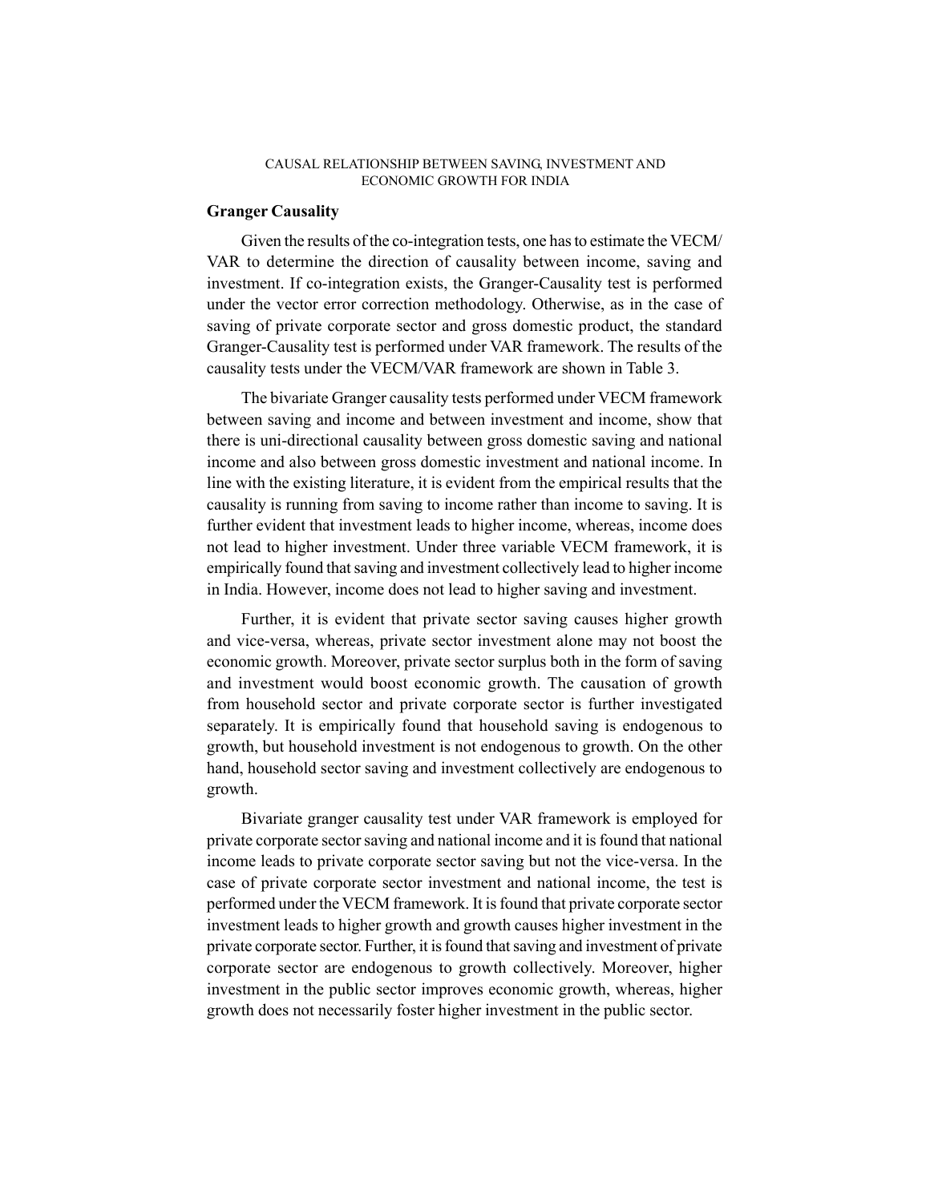## Granger Causality

Given the results of the co-integration tests, one has to estimate the VECM/ VAR to determine the direction of causality between income, saving and investment. If co-integration exists, the Granger-Causality test is performed under the vector error correction methodology. Otherwise, as in the case of saving of private corporate sector and gross domestic product, the standard Granger-Causality test is performed under VAR framework. The results of the causality tests under the VECM/VAR framework are shown in Table 3.

The bivariate Granger causality tests performed under VECM framework between saving and income and between investment and income, show that there is uni-directional causality between gross domestic saving and national income and also between gross domestic investment and national income. In line with the existing literature, it is evident from the empirical results that the causality is running from saving to income rather than income to saving. It is further evident that investment leads to higher income, whereas, income does not lead to higher investment. Under three variable VECM framework, it is empirically found that saving and investment collectively lead to higher income in India. However, income does not lead to higher saving and investment.

Further, it is evident that private sector saving causes higher growth and vice-versa, whereas, private sector investment alone may not boost the economic growth. Moreover, private sector surplus both in the form of saving and investment would boost economic growth. The causation of growth from household sector and private corporate sector is further investigated separately. It is empirically found that household saving is endogenous to growth, but household investment is not endogenous to growth. On the other hand, household sector saving and investment collectively are endogenous to growth.

Bivariate granger causality test under VAR framework is employed for private corporate sector saving and national income and it is found that national income leads to private corporate sector saving but not the vice-versa. In the case of private corporate sector investment and national income, the test is performed under the VECM framework. It is found that private corporate sector investment leads to higher growth and growth causes higher investment in the private sector. Further, it is found that saving and investment of private corporate sector are endogenous to growth collectively. Moreover, higher investment in the public sector improves economic growth, whereas, higher growth does not necessarily foster higher investment in the public sector.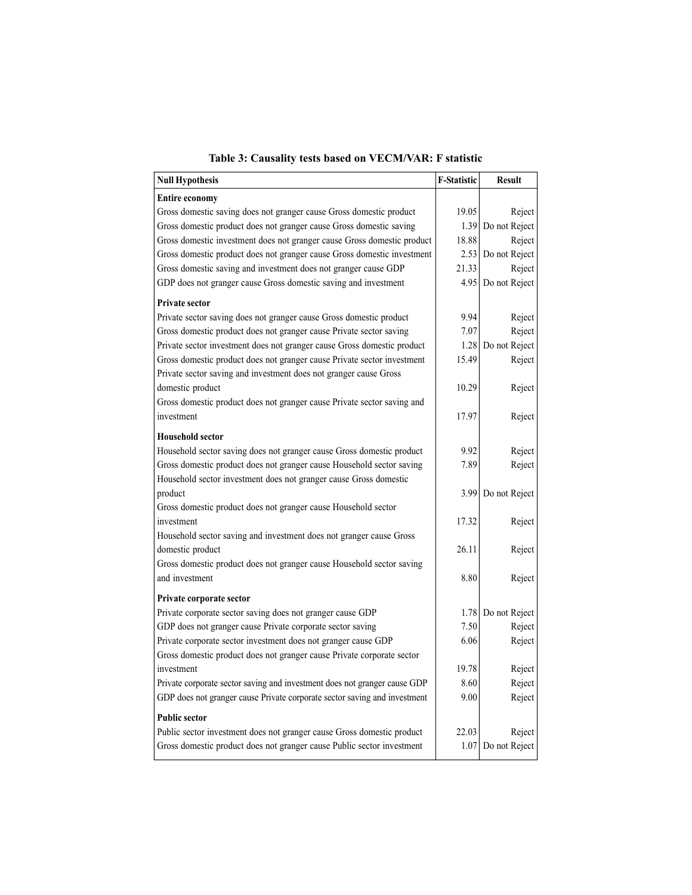**Table 3: Causality tests based on VECM/VAR: F statistic**

| Null Hypothesis | F-Statistic | Result |
|---|---|---|
| **Entire economy** | | |
| Gross domestic saving does not granger cause Gross domestic product | 19.05 | Reject |
| Gross domestic product does not granger cause Gross domestic saving | 1.39 | Do not Reject |
| Gross domestic investment does not granger cause Gross domestic product | 18.88 | Reject |
| Gross domestic product does not granger cause Gross domestic investment | 2.53 | Do not Reject |
| Gross domestic saving and investment does not granger cause GDP | 21.33 | Reject |
| GDP does not granger cause Gross domestic saving and investment | 4.95 | Do not Reject |
| **Private sector** | | |
| Private sector saving does not granger cause Gross domestic product | 9.94 | Reject |
| Gross domestic product does not granger cause Private sector saving | 7.07 | Reject |
| Private sector investment does not granger cause Gross domestic product | 1.28 | Do not Reject |
| Gross domestic product does not granger cause Private sector investment | 15.49 | Reject |
| Private sector saving and investment does not granger cause Gross domestic product | 10.29 | Reject |
| Gross domestic product does not granger cause Private sector saving and investment | 17.97 | Reject |
| **Household sector** | | |
| Household sector saving does not granger cause Gross domestic product | 9.92 | Reject |
| Gross domestic product does not granger cause Household sector saving | 7.89 | Reject |
| Household sector investment does not granger cause Gross domestic product | 3.99 | Do not Reject |
| Gross domestic product does not granger cause Household sector investment | 17.32 | Reject |
| Household sector saving and investment does not granger cause Gross domestic product | 26.11 | Reject |
| Gross domestic product does not granger cause Household sector saving and investment | 8.80 | Reject |
| **Private corporate sector** | | |
| Private corporate sector saving does not granger cause GDP | 1.78 | Do not Reject |
| GDP does not granger cause Private corporate sector saving | 7.50 | Reject |
| Private corporate sector investment does not granger cause GDP | 6.06 | Reject |
| Gross domestic product does not granger cause Private corporate sector investment | 19.78 | Reject |
| Private corporate sector saving and investment does not granger cause GDP | 8.60 | Reject |
| GDP does not granger cause Private corporate sector saving and investment | 9.00 | Reject |
| **Public sector** | | |
| Public sector investment does not granger cause Gross domestic product | 22.03 | Reject |
| Gross domestic product does not granger cause Public sector investment | 1.07 | Do not Reject |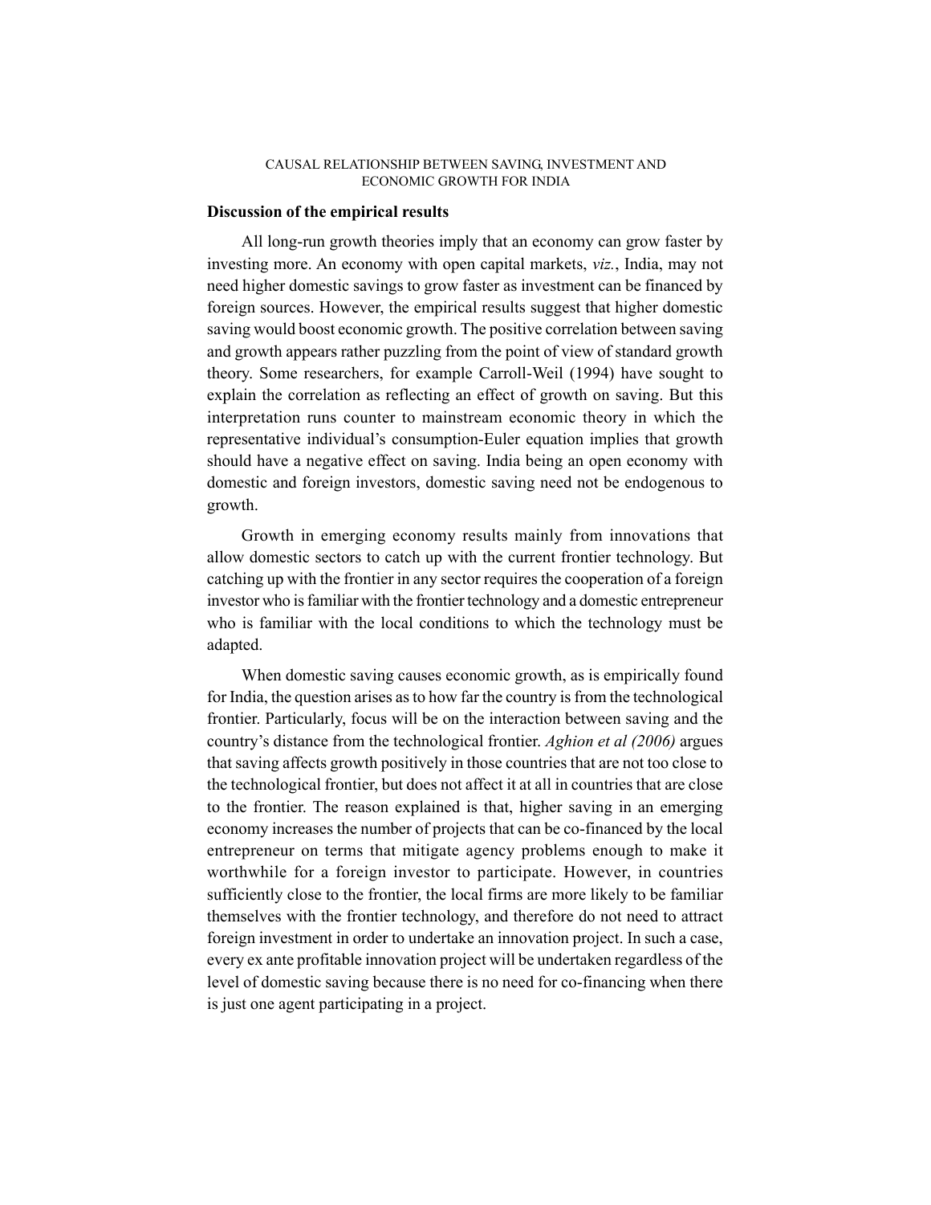## Discussion of the empirical results

All long-run growth theories imply that an economy can grow faster by investing more. An economy with open capital markets, *viz.*, India, may not need higher domestic savings to grow faster as investment can be financed by foreign sources. However, the empirical results suggest that higher domestic saving would boost economic growth. The positive correlation between saving and growth appears rather puzzling from the point of view of standard growth theory. Some researchers, for example Carroll-Weil (1994) have sought to explain the correlation as reflecting an effect of growth on saving. But this interpretation runs counter to mainstream economic theory in which the representative individual's consumption-Euler equation implies that growth should have a negative effect on saving. India being an open economy with domestic and foreign investors, domestic saving need not be endogenous to growth.

Growth in emerging economy results mainly from innovations that allow domestic sectors to catch up with the current frontier technology. But catching up with the frontier in any sector requires the cooperation of a foreign investor who is familiar with the frontier technology and a domestic entrepreneur who is familiar with the local conditions to which the technology must be adapted.

When domestic saving causes economic growth, as is empirically found for India, the question arises as to how far the country is from the technological frontier. Particularly, focus will be on the interaction between saving and the country's distance from the technological frontier. *Aghion et al (2006)* argues that saving affects growth positively in those countries that are not too close to the technological frontier, but does not affect it at all in countries that are close to the frontier. The reason explained is that, higher saving in an emerging economy increases the number of projects that can be co-financed by the local entrepreneur on terms that mitigate agency problems enough to make it worthwhile for a foreign investor to participate. However, in countries sufficiently close to the frontier, the local firms are more likely to be familiar themselves with the frontier technology, and therefore do not need to attract foreign investment in order to undertake an innovation project. In such a case, every ex ante profitable innovation project will be undertaken regardless of the level of domestic saving because there is no need for co-financing when there is just one agent participating in a project.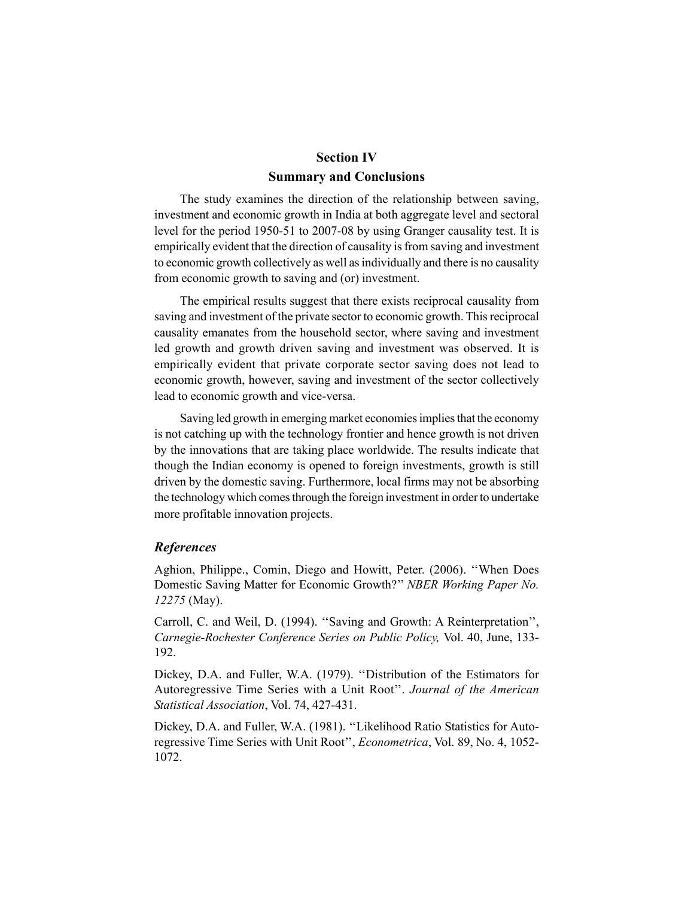## Section IV

## Summary and Conclusions

The study examines the direction of the relationship between saving, investment and economic growth in India at both aggregate level and sectoral level for the period 1950-51 to 2007-08 by using Granger causality test. It is empirically evident that the direction of causality is from saving and investment to economic growth collectively as well as individually and there is no causality from economic growth to saving and (or) investment.

The empirical results suggest that there exists reciprocal causality from saving and investment of the private sector to economic growth. This reciprocal causality emanates from the household sector, where saving and investment led growth and growth driven saving and investment was observed. It is empirically evident that private corporate sector saving does not lead to economic growth, however, saving and investment of the sector collectively lead to economic growth and vice-versa.

Saving led growth in emerging market economies implies that the economy is not catching up with the technology frontier and hence growth is not driven by the innovations that are taking place worldwide. The results indicate that though the Indian economy is opened to foreign investments, growth is still driven by the domestic saving. Furthermore, local firms may not be absorbing the technology which comes through the foreign investment in order to undertake more profitable innovation projects.

### *References*

Aghion, Philippe., Comin, Diego and Howitt, Peter. (2006). ''When Does Domestic Saving Matter for Economic Growth?'' *NBER Working Paper No. 12275* (May).

Carroll, C. and Weil, D. (1994). ''Saving and Growth: A Reinterpretation'', *Carnegie-Rochester Conference Series on Public Policy,* Vol. 40, June, 133-192.

Dickey, D.A. and Fuller, W.A. (1979). ''Distribution of the Estimators for Autoregressive Time Series with a Unit Root''. *Journal of the American Statistical Association*, Vol. 74, 427-431.

Dickey, D.A. and Fuller, W.A. (1981). ''Likelihood Ratio Statistics for Auto-regressive Time Series with Unit Root'', *Econometrica*, Vol. 89, No. 4, 1052-1072.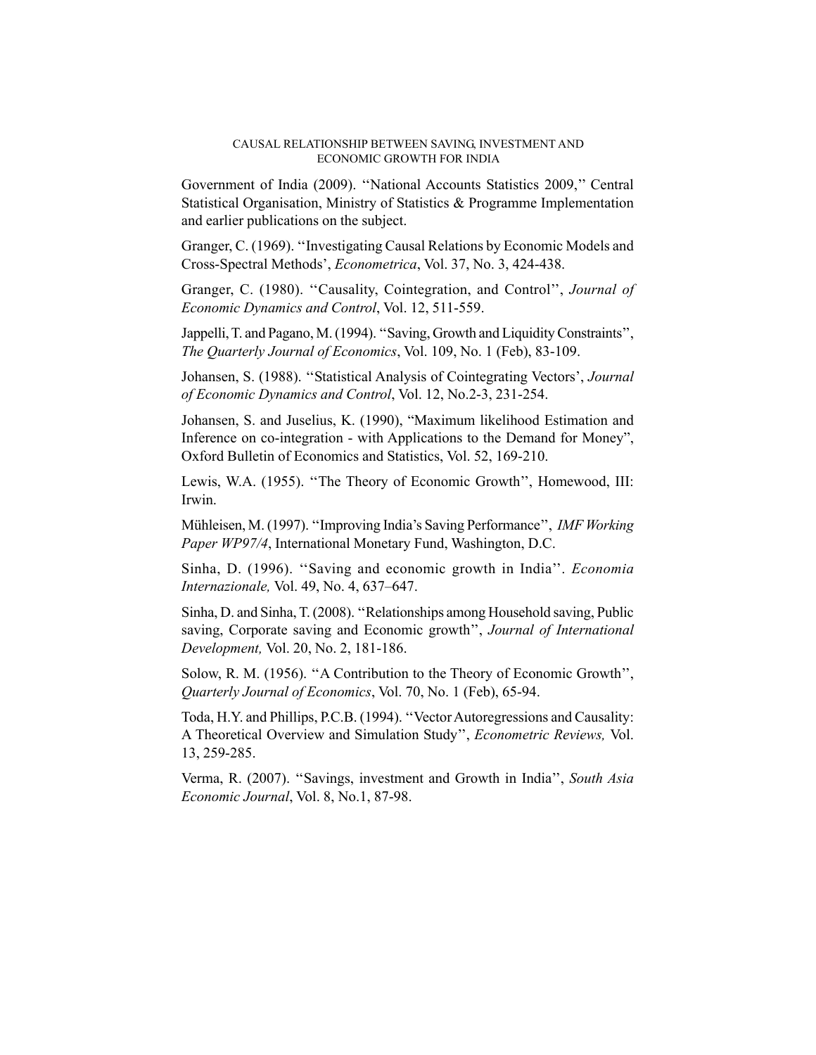Government of India (2009). ''National Accounts Statistics 2009,'' Central Statistical Organisation, Ministry of Statistics & Programme Implementation and earlier publications on the subject.

Granger, C. (1969). ''Investigating Causal Relations by Economic Models and Cross-Spectral Methods', *Econometrica*, Vol. 37, No. 3, 424-438.

Granger, C. (1980). ''Causality, Cointegration, and Control'', *Journal of Economic Dynamics and Control*, Vol. 12, 511-559.

Jappelli, T. and Pagano, M. (1994). ''Saving, Growth and Liquidity Constraints'', *The Quarterly Journal of Economics*, Vol. 109, No. 1 (Feb), 83-109.

Johansen, S. (1988). ''Statistical Analysis of Cointegrating Vectors', *Journal of Economic Dynamics and Control*, Vol. 12, No.2-3, 231-254.

Johansen, S. and Juselius, K. (1990), "Maximum likelihood Estimation and Inference on co-integration - with Applications to the Demand for Money", Oxford Bulletin of Economics and Statistics, Vol. 52, 169-210.

Lewis, W.A. (1955). ''The Theory of Economic Growth'', Homewood, III: Irwin.

Mühleisen, M. (1997). ''Improving India's Saving Performance'', *IMF Working Paper WP97/4*, International Monetary Fund, Washington, D.C.

Sinha, D. (1996). ''Saving and economic growth in India''. *Economia Internazionale,* Vol. 49, No. 4, 637–647.

Sinha, D. and Sinha, T. (2008). ''Relationships among Household saving, Public saving, Corporate saving and Economic growth'', *Journal of International Development,* Vol. 20, No. 2, 181-186.

Solow, R. M. (1956). ''A Contribution to the Theory of Economic Growth'', *Quarterly Journal of Economics*, Vol. 70, No. 1 (Feb), 65-94.

Toda, H.Y. and Phillips, P.C.B. (1994). ''Vector Autoregressions and Causality: A Theoretical Overview and Simulation Study'', *Econometric Reviews,* Vol. 13, 259-285.

Verma, R. (2007). ''Savings, investment and Growth in India'', *South Asia Economic Journal*, Vol. 8, No.1, 87-98.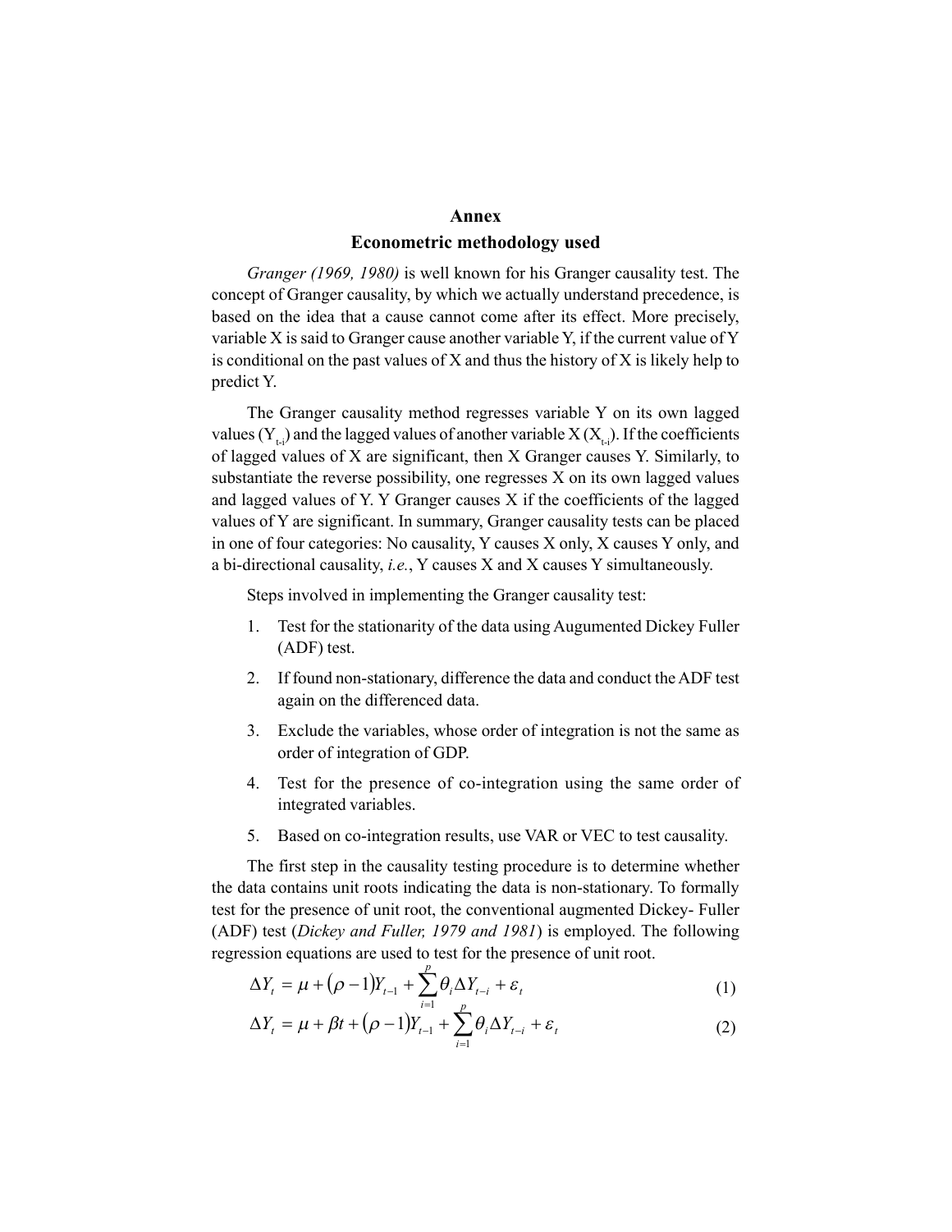# Annex

## Econometric methodology used

*Granger (1969, 1980)* is well known for his Granger causality test. The concept of Granger causality, by which we actually understand precedence, is based on the idea that a cause cannot come after its effect. More precisely, variable X is said to Granger cause another variable Y, if the current value of Y is conditional on the past values of X and thus the history of X is likely help to predict Y.

The Granger causality method regresses variable Y on its own lagged values ($Y_{t-i}$) and the lagged values of another variable X ($X_{t-i}$). If the coefficients of lagged values of X are significant, then X Granger causes Y. Similarly, to substantiate the reverse possibility, one regresses X on its own lagged values and lagged values of Y. Y Granger causes X if the coefficients of the lagged values of Y are significant. In summary, Granger causality tests can be placed in one of four categories: No causality, Y causes X only, X causes Y only, and a bi-directional causality, *i.e.*, Y causes X and X causes Y simultaneously.

Steps involved in implementing the Granger causality test:

1. Test for the stationarity of the data using Augumented Dickey Fuller (ADF) test.
2. If found non-stationary, difference the data and conduct the ADF test again on the differenced data.
3. Exclude the variables, whose order of integration is not the same as order of integration of GDP.
4. Test for the presence of co-integration using the same order of integrated variables.
5. Based on co-integration results, use VAR or VEC to test causality.

The first step in the causality testing procedure is to determine whether the data contains unit roots indicating the data is non-stationary. To formally test for the presence of unit root, the conventional augmented Dickey- Fuller (ADF) test (*Dickey and Fuller, 1979 and 1981*) is employed. The following regression equations are used to test for the presence of unit root.

$$\Delta Y_t = \mu + (\rho - 1)Y_{t-1} + \sum_{i=1}^{p} \theta_i \Delta Y_{t-i} + \varepsilon_t \tag{1}$$

$$\Delta Y_t = \mu + \beta t + (\rho - 1)Y_{t-1} + \sum_{i=1}^{p} \theta_i \Delta Y_{t-i} + \varepsilon_t \tag{2}$$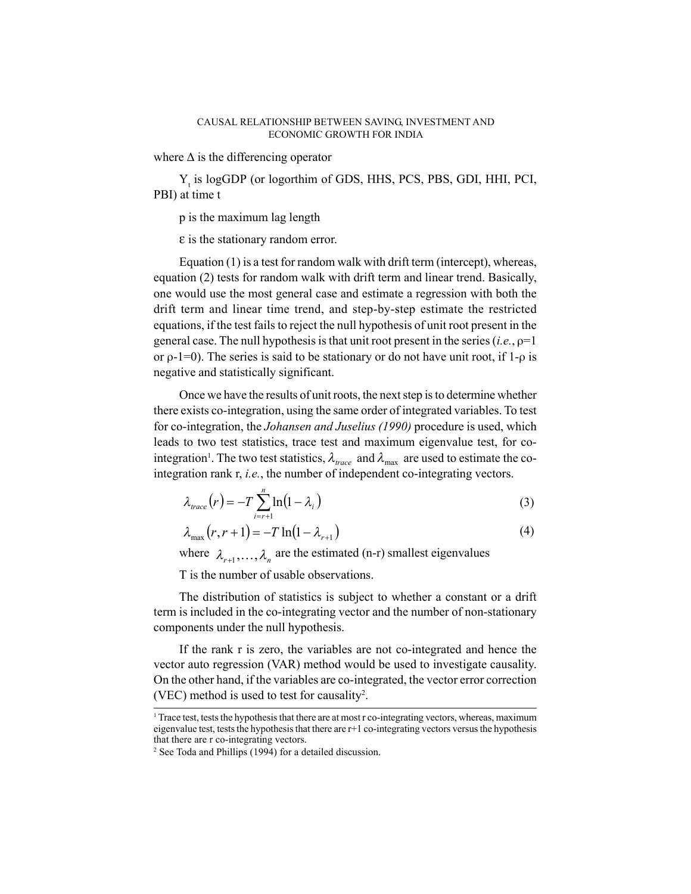where Δ is the differencing operator

$Y_t$ is logGDP (or logorthim of GDS, HHS, PCS, PBS, GDI, HHI, PCI, PBI) at time t

p is the maximum lag length

ε is the stationary random error.

Equation (1) is a test for random walk with drift term (intercept), whereas, equation (2) tests for random walk with drift term and linear trend. Basically, one would use the most general case and estimate a regression with both the drift term and linear time trend, and step-by-step estimate the restricted equations, if the test fails to reject the null hypothesis of unit root present in the general case. The null hypothesis is that unit root present in the series (*i.e.*, $\rho=1$ or $\rho-1=0$). The series is said to be stationary or do not have unit root, if $1-\rho$ is negative and statistically significant.

Once we have the results of unit roots, the next step is to determine whether there exists co-integration, using the same order of integrated variables. To test for co-integration, the *Johansen and Juselius (1990)* procedure is used, which leads to two test statistics, trace test and maximum eigenvalue test, for co-integration[1]. The two test statistics, $\lambda_{trace}$ and $\lambda_{\max}$ are used to estimate the co-integration rank r, *i.e.*, the number of independent co-integrating vectors.

$$\lambda_{trace}(r) = -T \sum_{i=r+1}^{n} \ln(1-\lambda_i) \tag{3}$$

$$\lambda_{\max}(r, r+1) = -T \ln(1-\lambda_{r+1}) \tag{4}$$

where $\lambda_{r+1}, \ldots, \lambda_n$ are the estimated (n-r) smallest eigenvalues

T is the number of usable observations.

The distribution of statistics is subject to whether a constant or a drift term is included in the co-integrating vector and the number of non-stationary components under the null hypothesis.

If the rank r is zero, the variables are not co-integrated and hence the vector auto regression (VAR) method would be used to investigate causality. On the other hand, if the variables are co-integrated, the vector error correction (VEC) method is used to test for causality[2].

[1] Trace test, tests the hypothesis that there are at most r co-integrating vectors, whereas, maximum eigenvalue test, tests the hypothesis that there are r+1 co-integrating vectors versus the hypothesis that there are r co-integrating vectors.

[2] See Toda and Phillips (1994) for a detailed discussion.